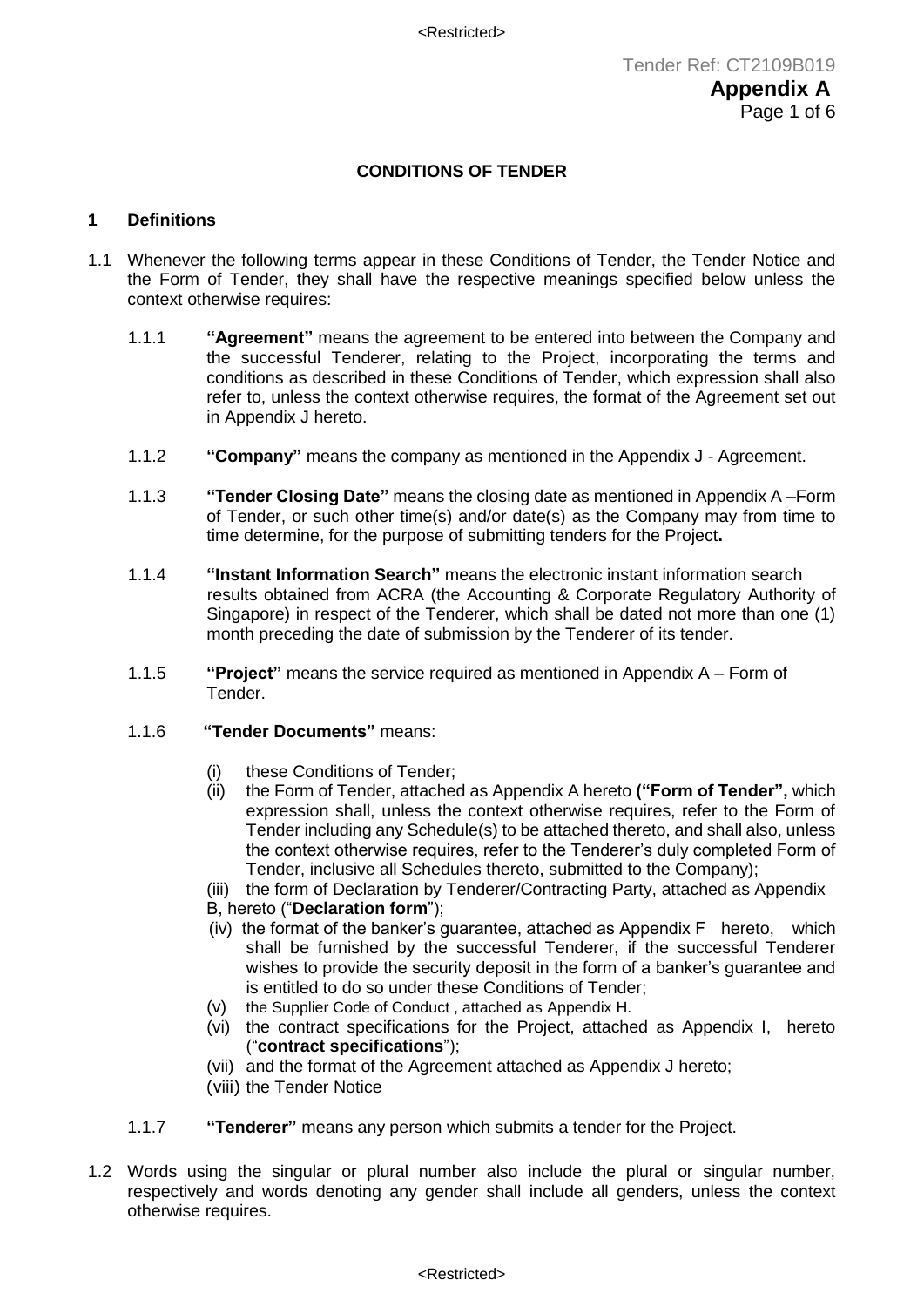Tender Ref: CT2109B019

**Appendix A**

## CONDITIONS OF TENDER

### 1 Definitions

1.1 Whenever the following terms appear in these Conditions of Tender, the Tender Notice and the Form of Tender, they shall have the respective meanings specified below unless the context otherwise requires:

1.1.1 **"Agreement"** means the agreement to be entered into between the Company and the successful Tenderer, relating to the Project, incorporating the terms and conditions as described in these Conditions of Tender, which expression shall also refer to, unless the context otherwise requires, the format of the Agreement set out in Appendix J hereto.

1.1.2 **"Company"** means the company as mentioned in the Appendix J - Agreement.

1.1.3 **"Tender Closing Date"** means the closing date as mentioned in Appendix A –Form of Tender, or such other time(s) and/or date(s) as the Company may from time to time determine, for the purpose of submitting tenders for the Project**.**

1.1.4 **"Instant Information Search"** means the electronic instant information search results obtained from ACRA (the Accounting & Corporate Regulatory Authority of Singapore) in respect of the Tenderer, which shall be dated not more than one (1) month preceding the date of submission by the Tenderer of its tender.

1.1.5 **"Project"** means the service required as mentioned in Appendix A – Form of Tender.

1.1.6 **"Tender Documents"** means:

(i) these Conditions of Tender;

(ii) the Form of Tender, attached as Appendix A hereto **("Form of Tender",** which expression shall, unless the context otherwise requires, refer to the Form of Tender including any Schedule(s) to be attached thereto, and shall also, unless the context otherwise requires, refer to the Tenderer's duly completed Form of Tender, inclusive all Schedules thereto, submitted to the Company);

(iii) the form of Declaration by Tenderer/Contracting Party, attached as Appendix B, hereto ("**Declaration form**");

(iv) the format of the banker's guarantee, attached as Appendix F hereto, which shall be furnished by the successful Tenderer, if the successful Tenderer wishes to provide the security deposit in the form of a banker's guarantee and is entitled to do so under these Conditions of Tender;

(v) the Supplier Code of Conduct , attached as Appendix H.

(vi) the contract specifications for the Project, attached as Appendix I, hereto ("**contract specifications**");

(vii) and the format of the Agreement attached as Appendix J hereto;

(viii) the Tender Notice

1.1.7 **"Tenderer"** means any person which submits a tender for the Project.

1.2 Words using the singular or plural number also include the plural or singular number, respectively and words denoting any gender shall include all genders, unless the context otherwise requires.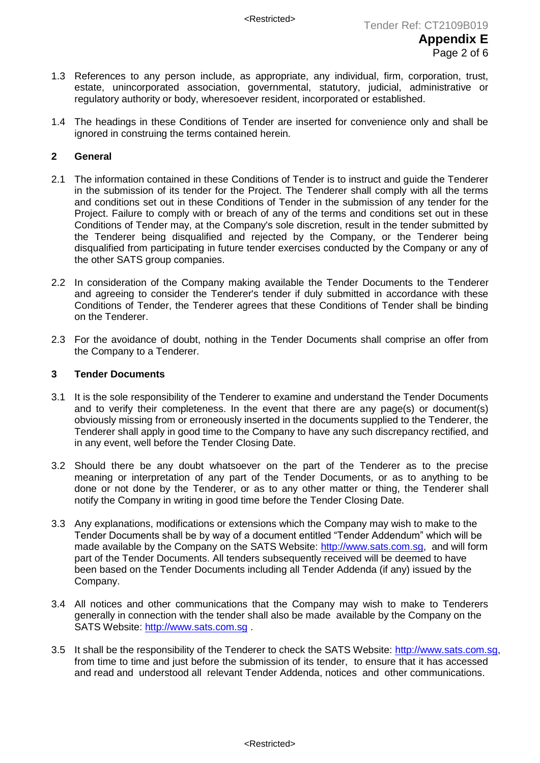1.3 References to any person include, as appropriate, any individual, firm, corporation, trust, estate, unincorporated association, governmental, statutory, judicial, administrative or regulatory authority or body, wheresoever resident, incorporated or established.

1.4 The headings in these Conditions of Tender are inserted for convenience only and shall be ignored in construing the terms contained herein.

## 2 General

2.1 The information contained in these Conditions of Tender is to instruct and guide the Tenderer in the submission of its tender for the Project. The Tenderer shall comply with all the terms and conditions set out in these Conditions of Tender in the submission of any tender for the Project. Failure to comply with or breach of any of the terms and conditions set out in these Conditions of Tender may, at the Company's sole discretion, result in the tender submitted by the Tenderer being disqualified and rejected by the Company, or the Tenderer being disqualified from participating in future tender exercises conducted by the Company or any of the other SATS group companies.

2.2 In consideration of the Company making available the Tender Documents to the Tenderer and agreeing to consider the Tenderer's tender if duly submitted in accordance with these Conditions of Tender, the Tenderer agrees that these Conditions of Tender shall be binding on the Tenderer.

2.3 For the avoidance of doubt, nothing in the Tender Documents shall comprise an offer from the Company to a Tenderer.

## 3 Tender Documents

3.1 It is the sole responsibility of the Tenderer to examine and understand the Tender Documents and to verify their completeness. In the event that there are any page(s) or document(s) obviously missing from or erroneously inserted in the documents supplied to the Tenderer, the Tenderer shall apply in good time to the Company to have any such discrepancy rectified, and in any event, well before the Tender Closing Date.

3.2 Should there be any doubt whatsoever on the part of the Tenderer as to the precise meaning or interpretation of any part of the Tender Documents, or as to anything to be done or not done by the Tenderer, or as to any other matter or thing, the Tenderer shall notify the Company in writing in good time before the Tender Closing Date.

3.3 Any explanations, modifications or extensions which the Company may wish to make to the Tender Documents shall be by way of a document entitled "Tender Addendum" which will be made available by the Company on the SATS Website: http://www.sats.com.sg, and will form part of the Tender Documents. All tenders subsequently received will be deemed to have been based on the Tender Documents including all Tender Addenda (if any) issued by the Company.

3.4 All notices and other communications that the Company may wish to make to Tenderers generally in connection with the tender shall also be made available by the Company on the SATS Website: http://www.sats.com.sg .

3.5 It shall be the responsibility of the Tenderer to check the SATS Website: http://www.sats.com.sg, from time to time and just before the submission of its tender, to ensure that it has accessed and read and understood all relevant Tender Addenda, notices and other communications.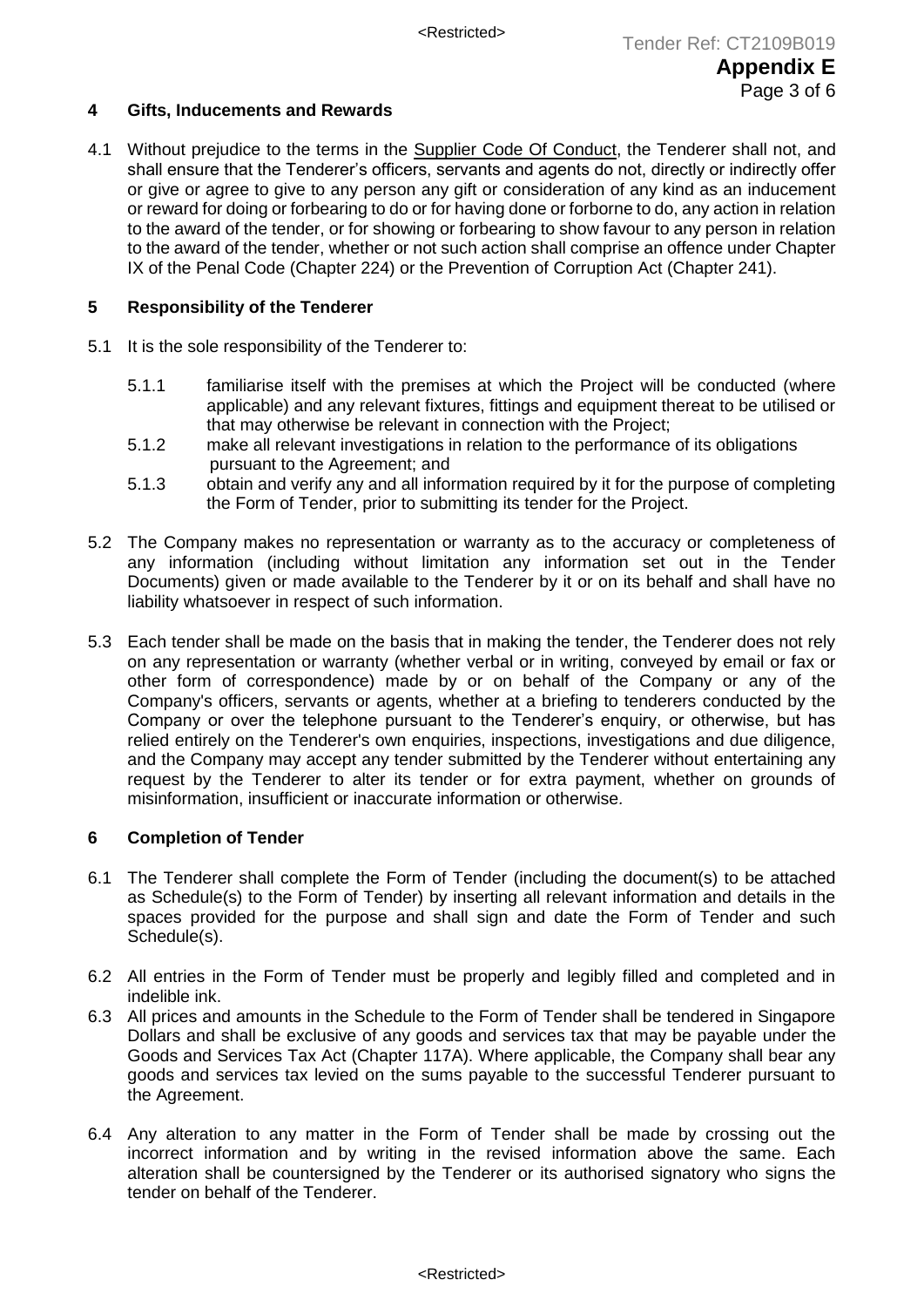## 4 Gifts, Inducements and Rewards

4.1 Without prejudice to the terms in the Supplier Code Of Conduct, the Tenderer shall not, and shall ensure that the Tenderer's officers, servants and agents do not, directly or indirectly offer or give or agree to give to any person any gift or consideration of any kind as an inducement or reward for doing or forbearing to do or for having done or forborne to do, any action in relation to the award of the tender, or for showing or forbearing to show favour to any person in relation to the award of the tender, whether or not such action shall comprise an offence under Chapter IX of the Penal Code (Chapter 224) or the Prevention of Corruption Act (Chapter 241).

## 5 Responsibility of the Tenderer

5.1 It is the sole responsibility of the Tenderer to:

5.1.1 familiarise itself with the premises at which the Project will be conducted (where applicable) and any relevant fixtures, fittings and equipment thereat to be utilised or that may otherwise be relevant in connection with the Project;

5.1.2 make all relevant investigations in relation to the performance of its obligations pursuant to the Agreement; and

5.1.3 obtain and verify any and all information required by it for the purpose of completing the Form of Tender, prior to submitting its tender for the Project.

5.2 The Company makes no representation or warranty as to the accuracy or completeness of any information (including without limitation any information set out in the Tender Documents) given or made available to the Tenderer by it or on its behalf and shall have no liability whatsoever in respect of such information.

5.3 Each tender shall be made on the basis that in making the tender, the Tenderer does not rely on any representation or warranty (whether verbal or in writing, conveyed by email or fax or other form of correspondence) made by or on behalf of the Company or any of the Company's officers, servants or agents, whether at a briefing to tenderers conducted by the Company or over the telephone pursuant to the Tenderer's enquiry, or otherwise, but has relied entirely on the Tenderer's own enquiries, inspections, investigations and due diligence, and the Company may accept any tender submitted by the Tenderer without entertaining any request by the Tenderer to alter its tender or for extra payment, whether on grounds of misinformation, insufficient or inaccurate information or otherwise.

## 6 Completion of Tender

6.1 The Tenderer shall complete the Form of Tender (including the document(s) to be attached as Schedule(s) to the Form of Tender) by inserting all relevant information and details in the spaces provided for the purpose and shall sign and date the Form of Tender and such Schedule(s).

6.2 All entries in the Form of Tender must be properly and legibly filled and completed and in indelible ink.

6.3 All prices and amounts in the Schedule to the Form of Tender shall be tendered in Singapore Dollars and shall be exclusive of any goods and services tax that may be payable under the Goods and Services Tax Act (Chapter 117A). Where applicable, the Company shall bear any goods and services tax levied on the sums payable to the successful Tenderer pursuant to the Agreement.

6.4 Any alteration to any matter in the Form of Tender shall be made by crossing out the incorrect information and by writing in the revised information above the same. Each alteration shall be countersigned by the Tenderer or its authorised signatory who signs the tender on behalf of the Tenderer.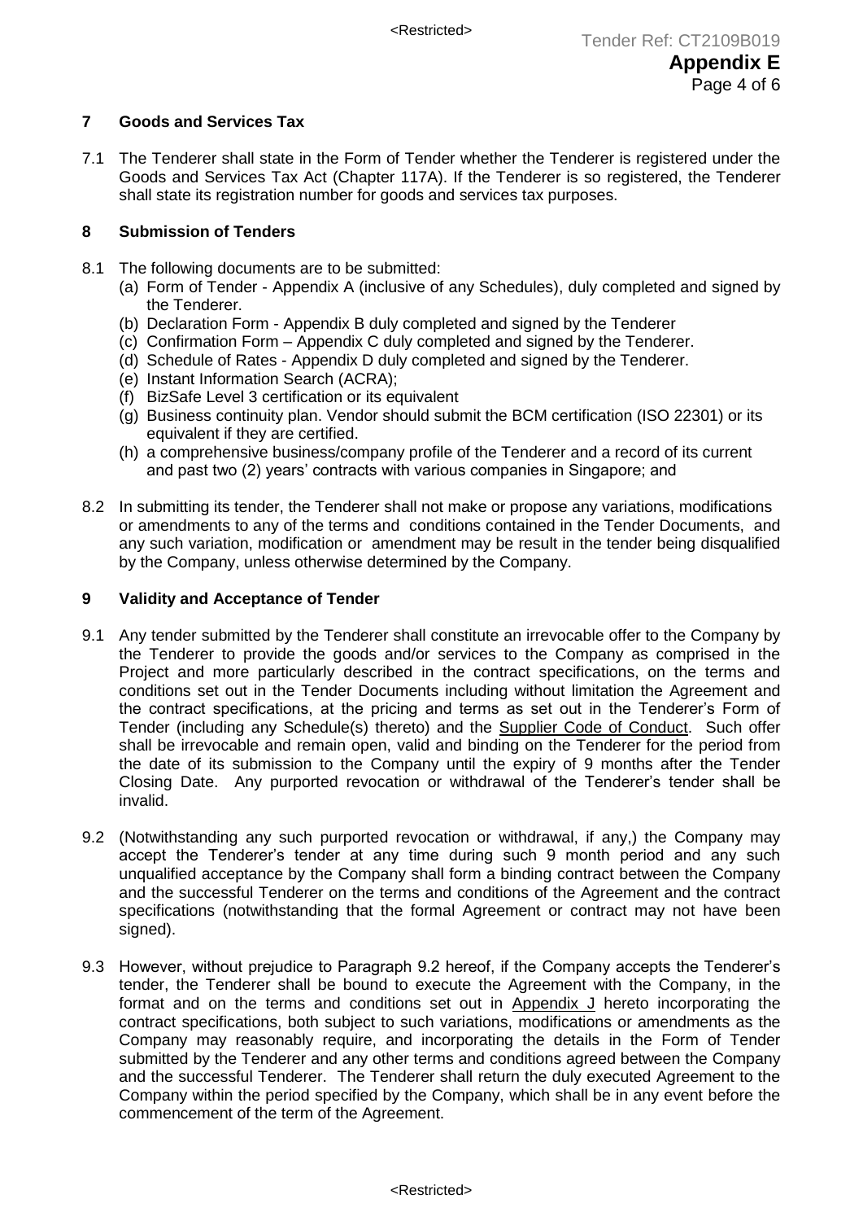## 7 Goods and Services Tax

7.1 The Tenderer shall state in the Form of Tender whether the Tenderer is registered under the Goods and Services Tax Act (Chapter 117A). If the Tenderer is so registered, the Tenderer shall state its registration number for goods and services tax purposes.

## 8 Submission of Tenders

8.1 The following documents are to be submitted:

- (a) Form of Tender - Appendix A (inclusive of any Schedules), duly completed and signed by the Tenderer.
- (b) Declaration Form - Appendix B duly completed and signed by the Tenderer
- (c) Confirmation Form – Appendix C duly completed and signed by the Tenderer.
- (d) Schedule of Rates - Appendix D duly completed and signed by the Tenderer.
- (e) Instant Information Search (ACRA);
- (f) BizSafe Level 3 certification or its equivalent
- (g) Business continuity plan. Vendor should submit the BCM certification (ISO 22301) or its equivalent if they are certified.
- (h) a comprehensive business/company profile of the Tenderer and a record of its current and past two (2) years' contracts with various companies in Singapore; and

8.2 In submitting its tender, the Tenderer shall not make or propose any variations, modifications or amendments to any of the terms and conditions contained in the Tender Documents, and any such variation, modification or amendment may be result in the tender being disqualified by the Company, unless otherwise determined by the Company.

## 9 Validity and Acceptance of Tender

9.1 Any tender submitted by the Tenderer shall constitute an irrevocable offer to the Company by the Tenderer to provide the goods and/or services to the Company as comprised in the Project and more particularly described in the contract specifications, on the terms and conditions set out in the Tender Documents including without limitation the Agreement and the contract specifications, at the pricing and terms as set out in the Tenderer's Form of Tender (including any Schedule(s) thereto) and the Supplier Code of Conduct. Such offer shall be irrevocable and remain open, valid and binding on the Tenderer for the period from the date of its submission to the Company until the expiry of 9 months after the Tender Closing Date. Any purported revocation or withdrawal of the Tenderer's tender shall be invalid.

9.2 (Notwithstanding any such purported revocation or withdrawal, if any,) the Company may accept the Tenderer's tender at any time during such 9 month period and any such unqualified acceptance by the Company shall form a binding contract between the Company and the successful Tenderer on the terms and conditions of the Agreement and the contract specifications (notwithstanding that the formal Agreement or contract may not have been signed).

9.3 However, without prejudice to Paragraph 9.2 hereof, if the Company accepts the Tenderer's tender, the Tenderer shall be bound to execute the Agreement with the Company, in the format and on the terms and conditions set out in Appendix J hereto incorporating the contract specifications, both subject to such variations, modifications or amendments as the Company may reasonably require, and incorporating the details in the Form of Tender submitted by the Tenderer and any other terms and conditions agreed between the Company and the successful Tenderer. The Tenderer shall return the duly executed Agreement to the Company within the period specified by the Company, which shall be in any event before the commencement of the term of the Agreement.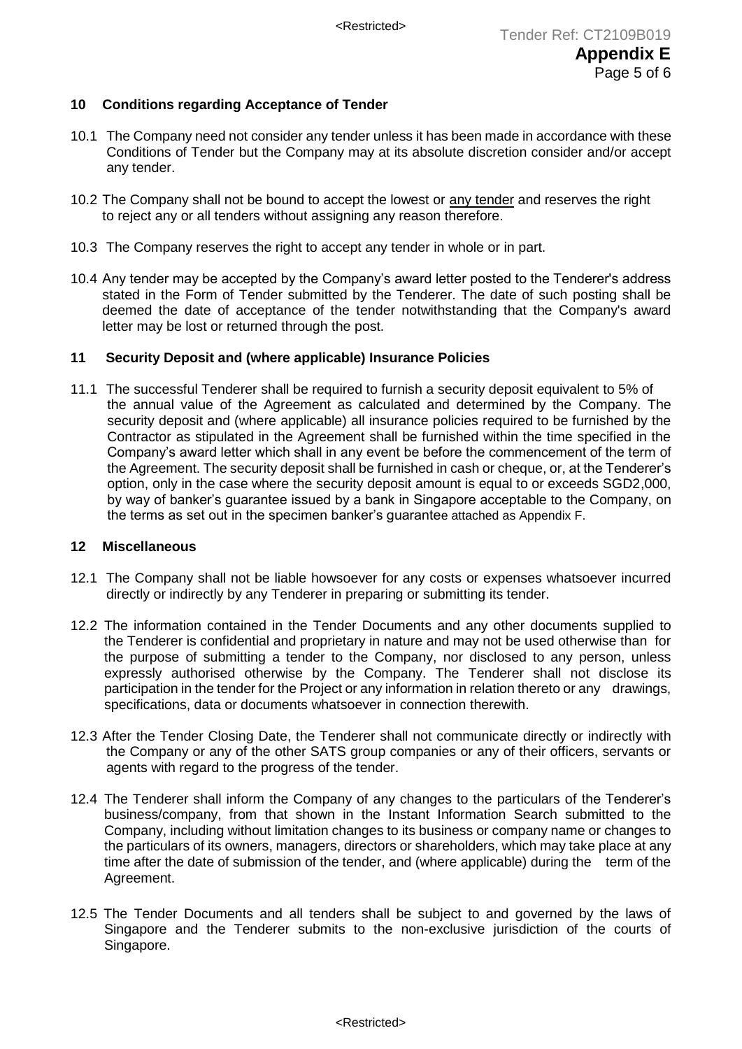## 10 Conditions regarding Acceptance of Tender

10.1 The Company need not consider any tender unless it has been made in accordance with these Conditions of Tender but the Company may at its absolute discretion consider and/or accept any tender.

10.2 The Company shall not be bound to accept the lowest or any tender and reserves the right to reject any or all tenders without assigning any reason therefore.

10.3 The Company reserves the right to accept any tender in whole or in part.

10.4 Any tender may be accepted by the Company's award letter posted to the Tenderer's address stated in the Form of Tender submitted by the Tenderer. The date of such posting shall be deemed the date of acceptance of the tender notwithstanding that the Company's award letter may be lost or returned through the post.

## 11 Security Deposit and (where applicable) Insurance Policies

11.1 The successful Tenderer shall be required to furnish a security deposit equivalent to 5% of the annual value of the Agreement as calculated and determined by the Company. The security deposit and (where applicable) all insurance policies required to be furnished by the Contractor as stipulated in the Agreement shall be furnished within the time specified in the Company's award letter which shall in any event be before the commencement of the term of the Agreement. The security deposit shall be furnished in cash or cheque, or, at the Tenderer's option, only in the case where the security deposit amount is equal to or exceeds SGD2,000, by way of banker's guarantee issued by a bank in Singapore acceptable to the Company, on the terms as set out in the specimen banker's guarantee attached as Appendix F.

## 12 Miscellaneous

12.1 The Company shall not be liable howsoever for any costs or expenses whatsoever incurred directly or indirectly by any Tenderer in preparing or submitting its tender.

12.2 The information contained in the Tender Documents and any other documents supplied to the Tenderer is confidential and proprietary in nature and may not be used otherwise than for the purpose of submitting a tender to the Company, nor disclosed to any person, unless expressly authorised otherwise by the Company. The Tenderer shall not disclose its participation in the tender for the Project or any information in relation thereto or any drawings, specifications, data or documents whatsoever in connection therewith.

12.3 After the Tender Closing Date, the Tenderer shall not communicate directly or indirectly with the Company or any of the other SATS group companies or any of their officers, servants or agents with regard to the progress of the tender.

12.4 The Tenderer shall inform the Company of any changes to the particulars of the Tenderer's business/company, from that shown in the Instant Information Search submitted to the Company, including without limitation changes to its business or company name or changes to the particulars of its owners, managers, directors or shareholders, which may take place at any time after the date of submission of the tender, and (where applicable) during the term of the Agreement.

12.5 The Tender Documents and all tenders shall be subject to and governed by the laws of Singapore and the Tenderer submits to the non-exclusive jurisdiction of the courts of Singapore.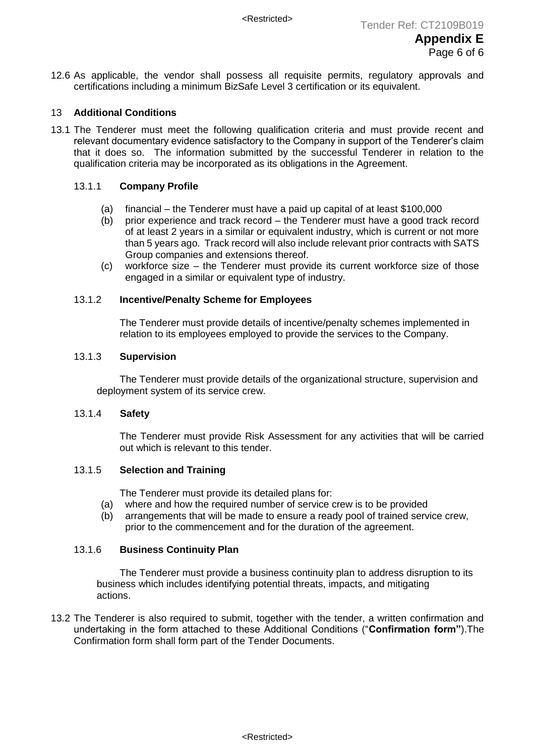12.6 As applicable, the vendor shall possess all requisite permits, regulatory approvals and certifications including a minimum BizSafe Level 3 certification or its equivalent.

## 13 **Additional Conditions**

13.1 The Tenderer must meet the following qualification criteria and must provide recent and relevant documentary evidence satisfactory to the Company in support of the Tenderer's claim that it does so. The information submitted by the successful Tenderer in relation to the qualification criteria may be incorporated as its obligations in the Agreement.

### 13.1.1 **Company Profile**

(a) financial – the Tenderer must have a paid up capital of at least $100,000

(b) prior experience and track record – the Tenderer must have a good track record of at least 2 years in a similar or equivalent industry, which is current or not more than 5 years ago. Track record will also include relevant prior contracts with SATS Group companies and extensions thereof.

(c) workforce size – the Tenderer must provide its current workforce size of those engaged in a similar or equivalent type of industry.

### 13.1.2 **Incentive/Penalty Scheme for Employees**

The Tenderer must provide details of incentive/penalty schemes implemented in relation to its employees employed to provide the services to the Company.

### 13.1.3 **Supervision**

The Tenderer must provide details of the organizational structure, supervision and deployment system of its service crew.

### 13.1.4 **Safety**

The Tenderer must provide Risk Assessment for any activities that will be carried out which is relevant to this tender.

### 13.1.5 **Selection and Training**

The Tenderer must provide its detailed plans for:

(a) where and how the required number of service crew is to be provided

(b) arrangements that will be made to ensure a ready pool of trained service crew, prior to the commencement and for the duration of the agreement.

### 13.1.6 **Business Continuity Plan**

The Tenderer must provide a business continuity plan to address disruption to its business which includes identifying potential threats, impacts, and mitigating actions.

13.2 The Tenderer is also required to submit, together with the tender, a written confirmation and undertaking in the form attached to these Additional Conditions ("**Confirmation form"**).The Confirmation form shall form part of the Tender Documents.